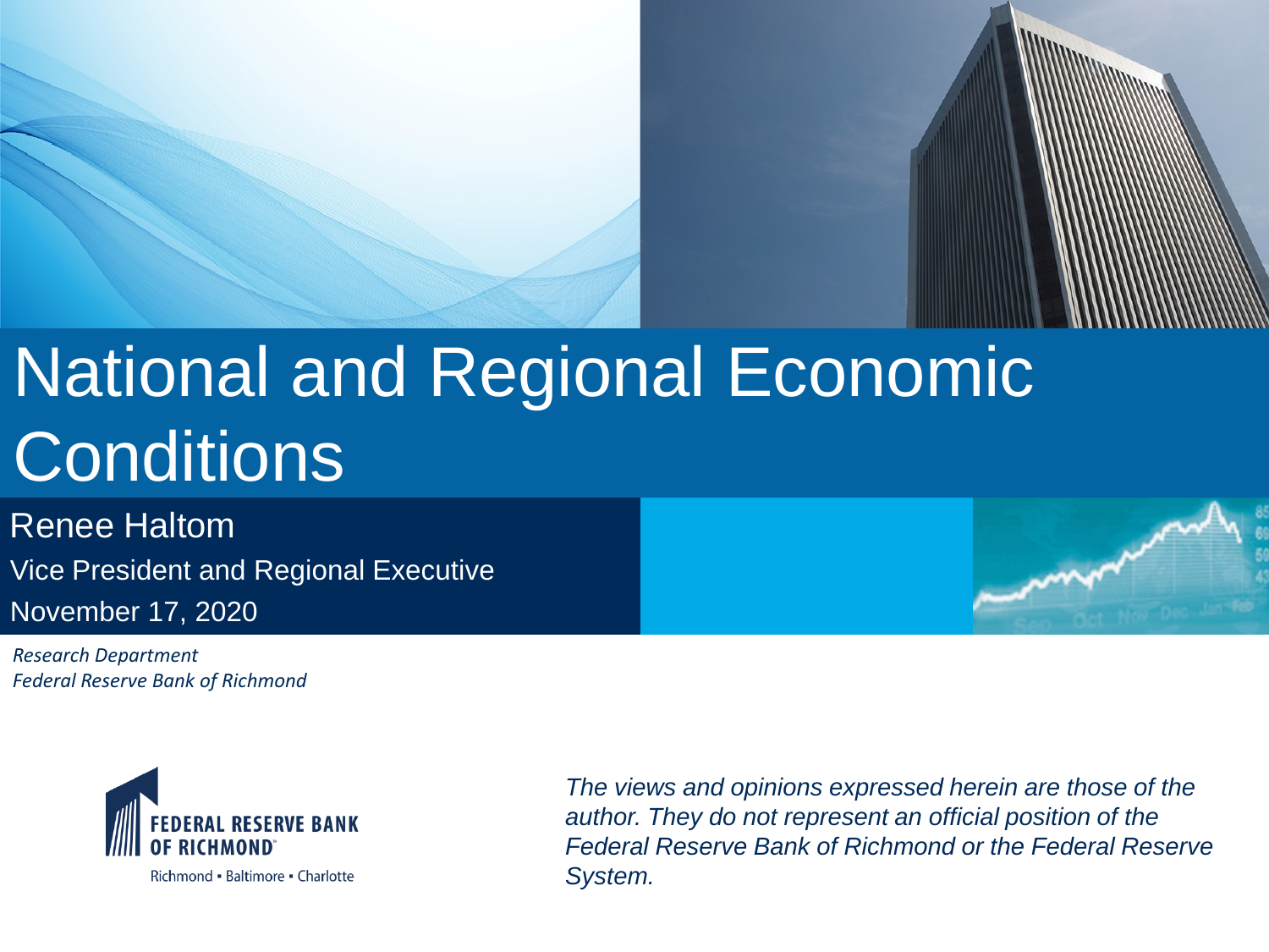# National and Regional Economic Conditions

Renee Haltom

Vice President and Regional Executive

November 17, 2020

*Research Department*
*Federal Reserve Bank of Richmond*

FEDERAL RESERVE BANK OF RICHMOND

Richmond ▪ Baltimore ▪ Charlotte

*The views and opinions expressed herein are those of the author. They do not represent an official position of the Federal Reserve Bank of Richmond or the Federal Reserve System.*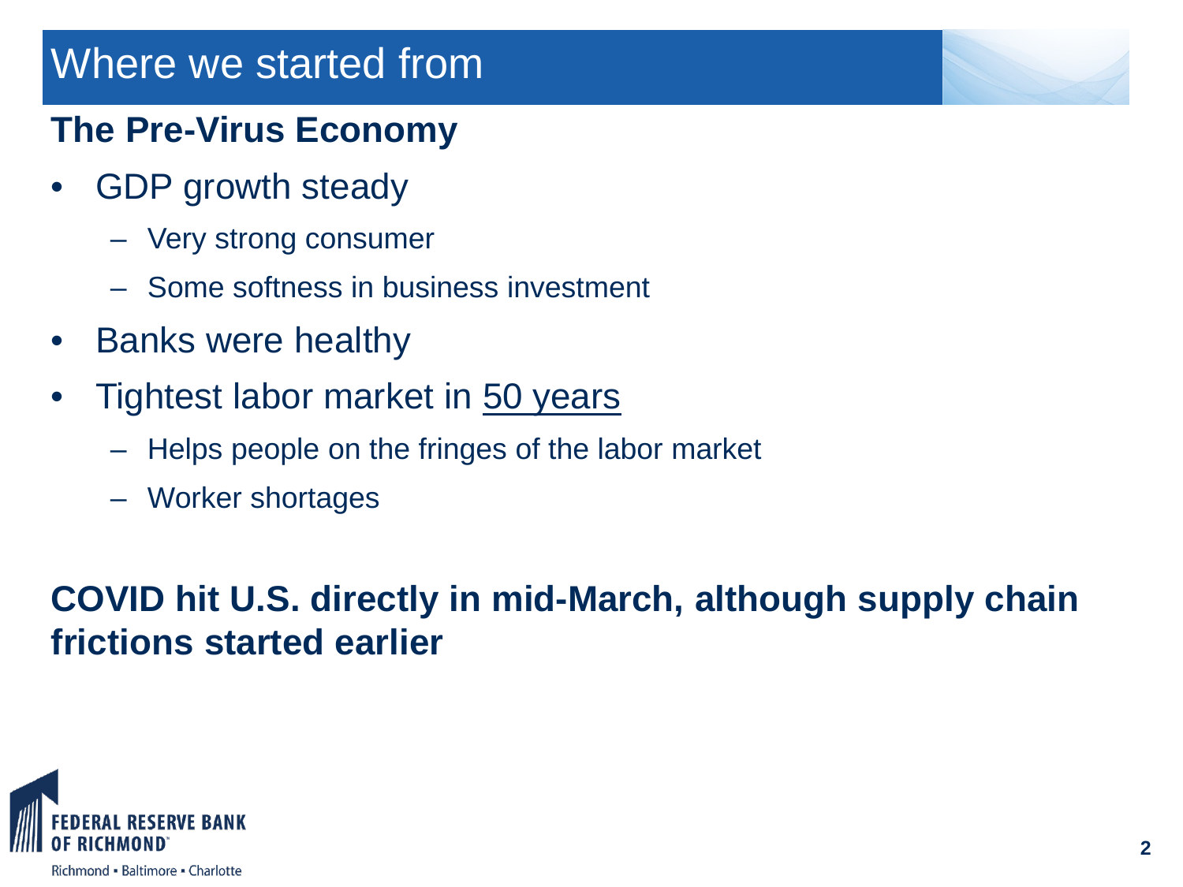# Where we started from

## The Pre-Virus Economy

- GDP growth steady
  - Very strong consumer
  - Some softness in business investment
- Banks were healthy
- Tightest labor market in 50 years
  - Helps people on the fringes of the labor market
  - Worker shortages

**COVID hit U.S. directly in mid-March, although supply chain frictions started earlier**

FEDERAL RESERVE BANK OF RICHMOND

Richmond ▪ Baltimore ▪ Charlotte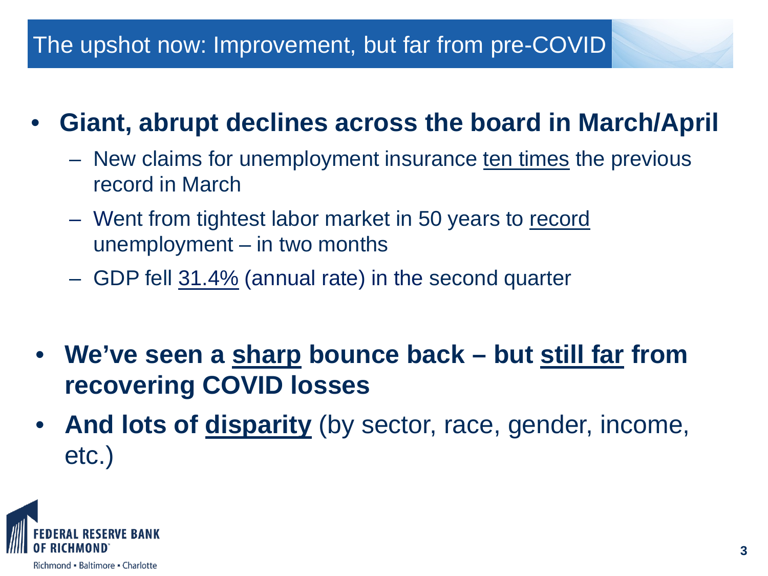## The upshot now: Improvement, but far from pre-COVID

- **Giant, abrupt declines across the board in March/April**
  - New claims for unemployment insurance ten times the previous record in March
  - Went from tightest labor market in 50 years to record unemployment – in two months
  - GDP fell 31.4% (annual rate) in the second quarter

- **We've seen a sharp bounce back – but still far from recovering COVID losses**
- **And lots of disparity** (by sector, race, gender, income, etc.)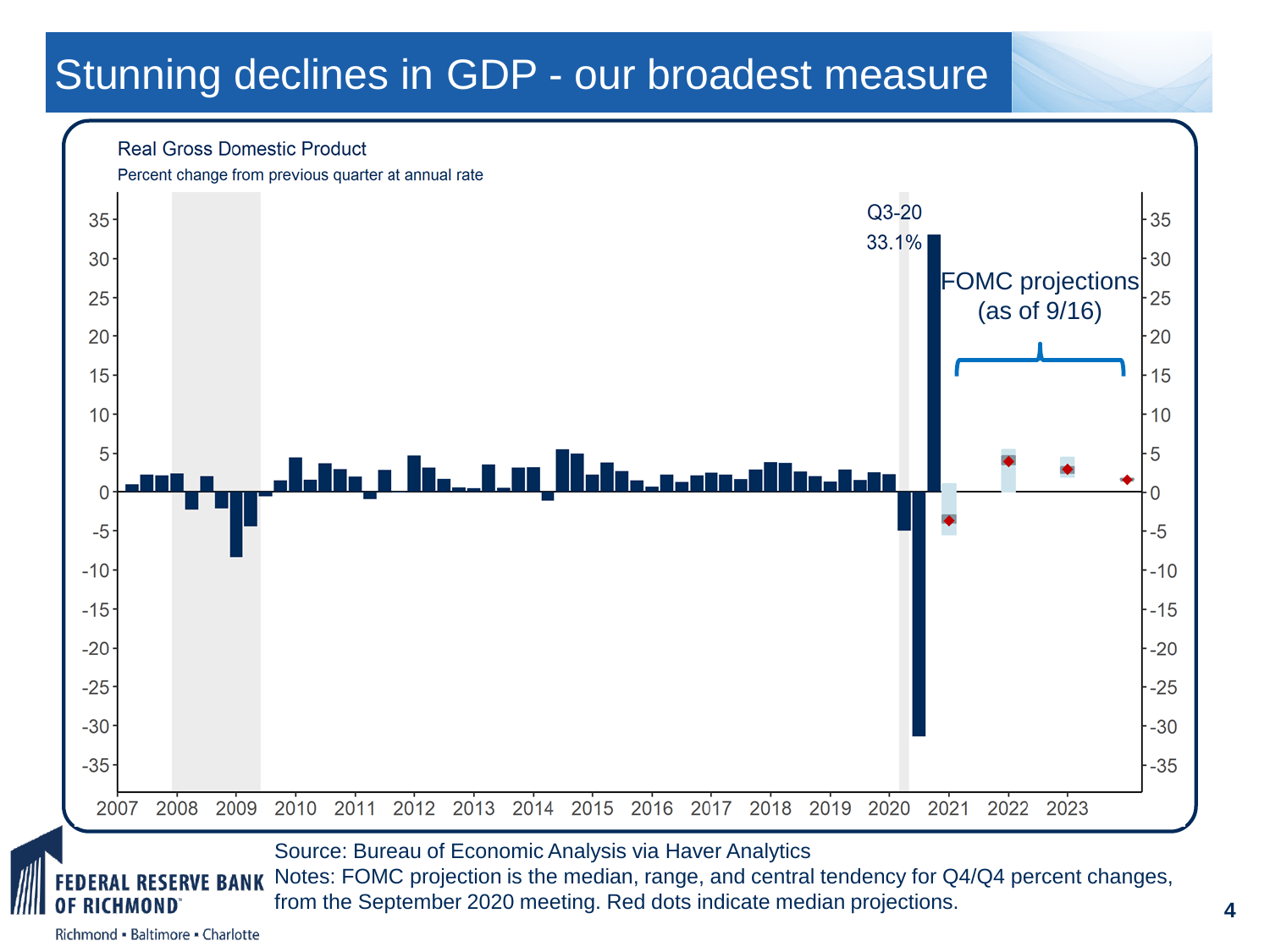# Stunning declines in GDP - our broadest measure

Real Gross Domestic Product

Percent change from previous quarter at annual rate

Q3-20 33.1%

FOMC projections (as of 9/16)

Source: Bureau of Economic Analysis via Haver Analytics

Notes: FOMC projection is the median, range, and central tendency for Q4/Q4 percent changes, from the September 2020 meeting. Red dots indicate median projections.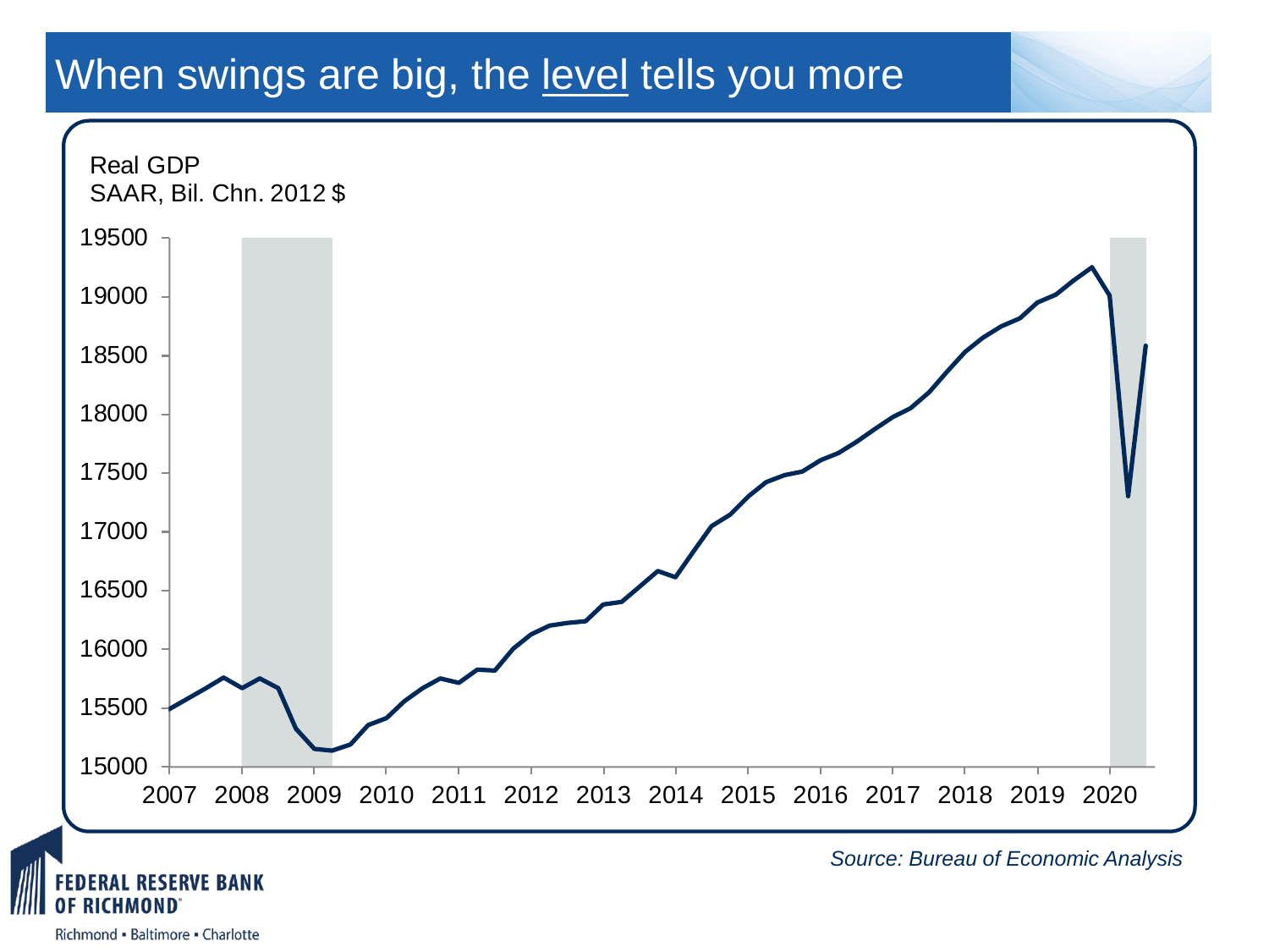# When swings are big, the level tells you more

Real GDP
SAAR, Bil. Chn. 2012 $

19500
19000
18500
18000
17500
17000
16500
16000
15500
15000

2007 2008 2009 2010 2011 2012 2013 2014 2015 2016 2017 2018 2019 2020

*Source: Bureau of Economic Analysis*

FEDERAL RESERVE BANK OF RICHMOND
Richmond ▪ Baltimore ▪ Charlotte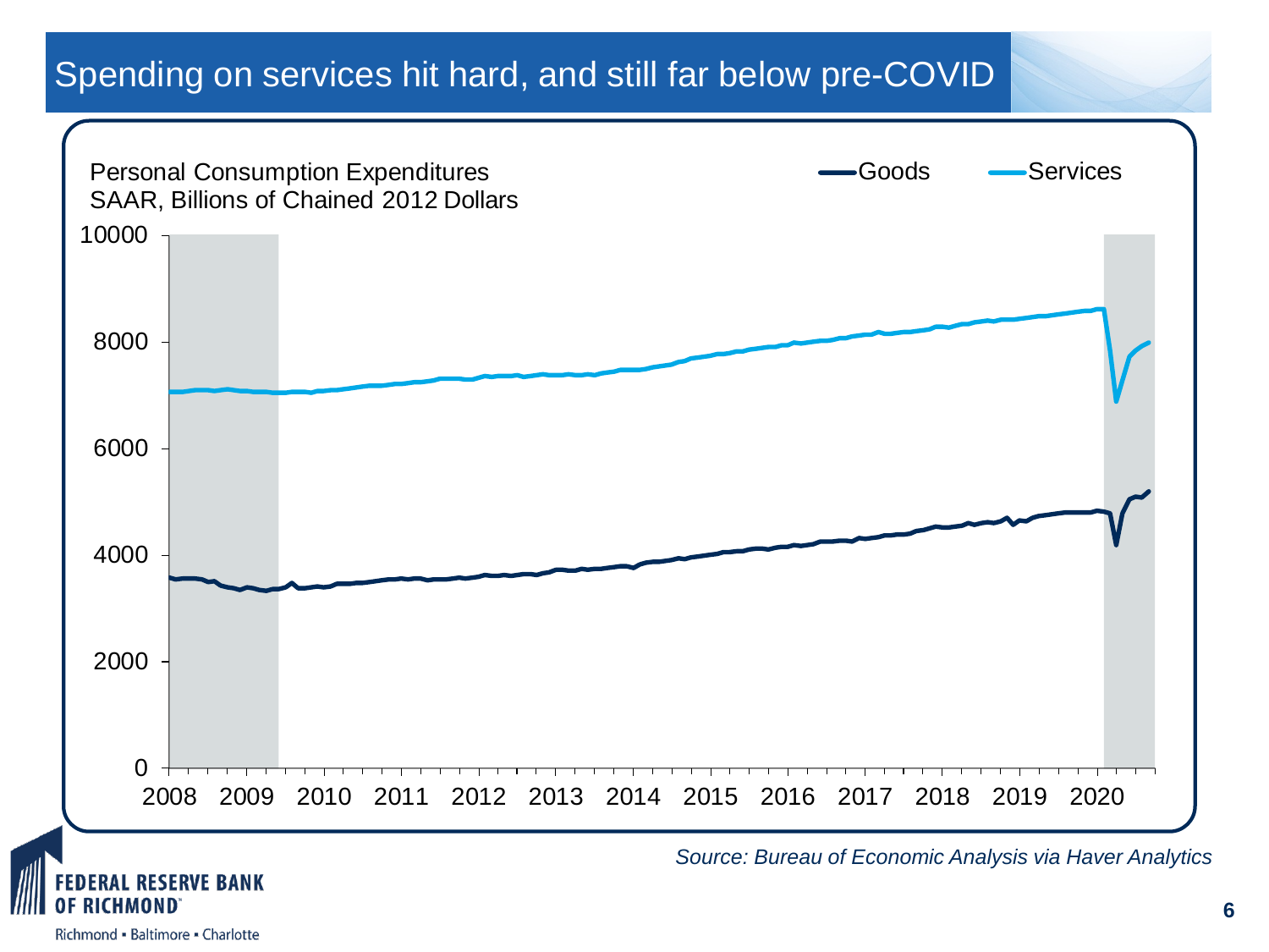# Spending on services hit hard, and still far below pre-COVID

Personal Consumption Expenditures
SAAR, Billions of Chained 2012 Dollars

Goods | Services

*Source: Bureau of Economic Analysis via Haver Analytics*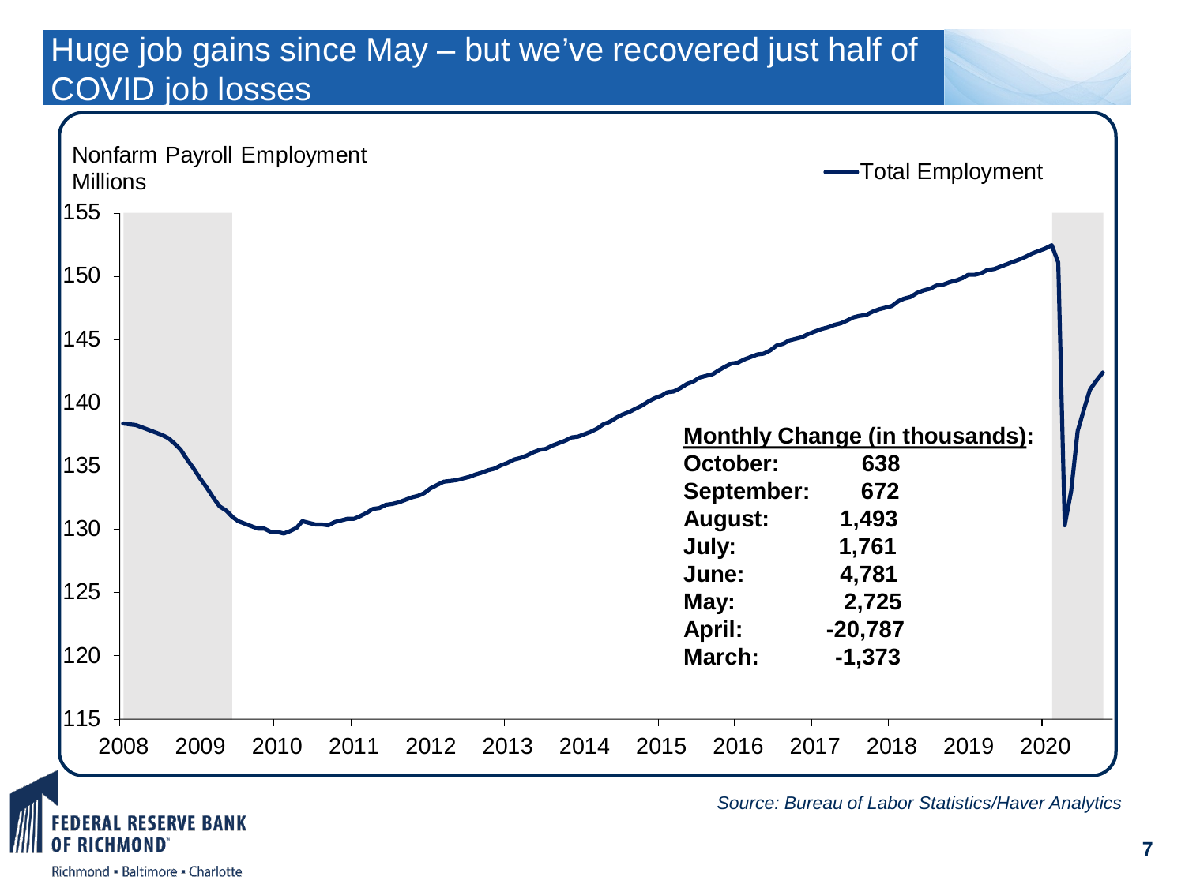# Huge job gains since May – but we've recovered just half of COVID job losses

Nonfarm Payroll Employment
Millions

Total Employment

**Monthly Change (in thousands):**

| | |
|---|---|
| **October:** | **638** |
| **September:** | **672** |
| **August:** | **1,493** |
| **July:** | **1,761** |
| **June:** | **4,781** |
| **May:** | **2,725** |
| **April:** | **-20,787** |
| **March:** | **-1,373** |

*Source: Bureau of Labor Statistics/Haver Analytics*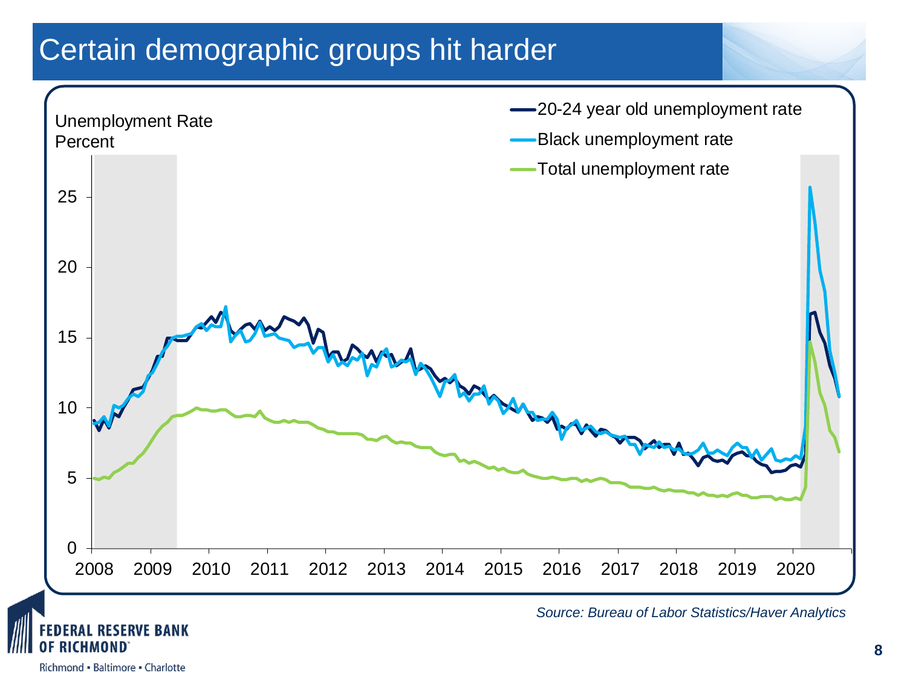# Certain demographic groups hit harder

Unemployment Rate
Percent

- 20-24 year old unemployment rate
- Black unemployment rate
- Total unemployment rate

25
20
15
10
5
0

2008 2009 2010 2011 2012 2013 2014 2015 2016 2017 2018 2019 2020

*Source: Bureau of Labor Statistics/Haver Analytics*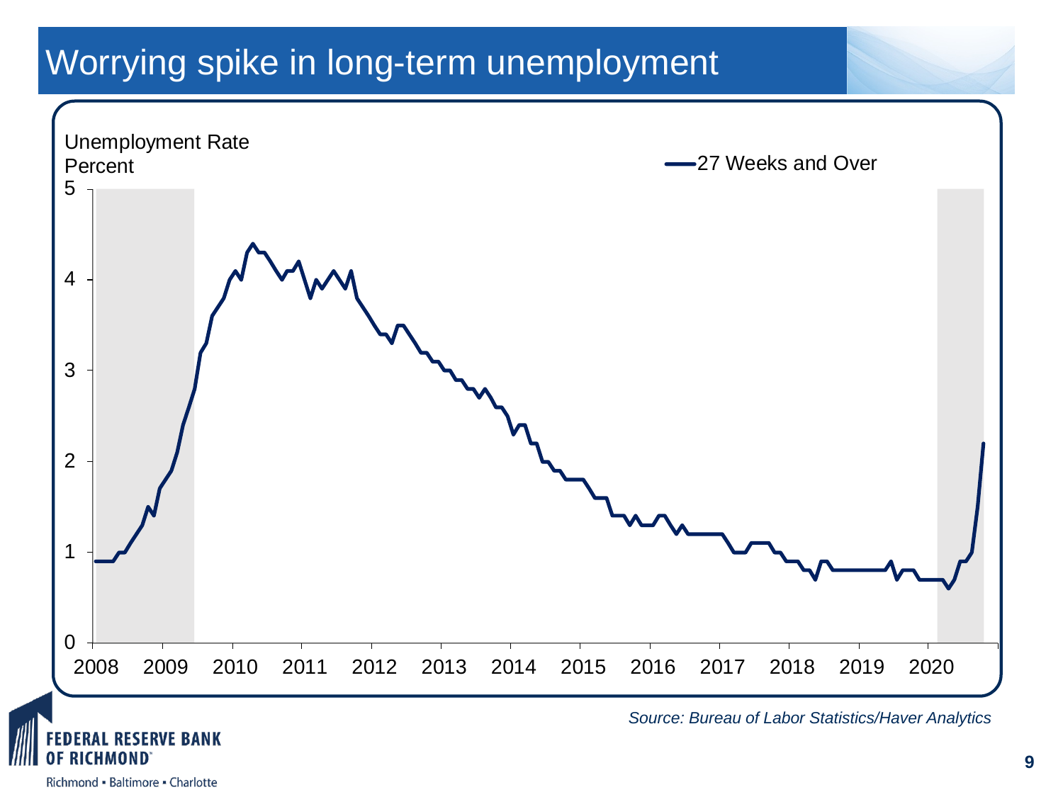# Worrying spike in long-term unemployment

Unemployment Rate
Percent

27 Weeks and Over

*Source: Bureau of Labor Statistics/Haver Analytics*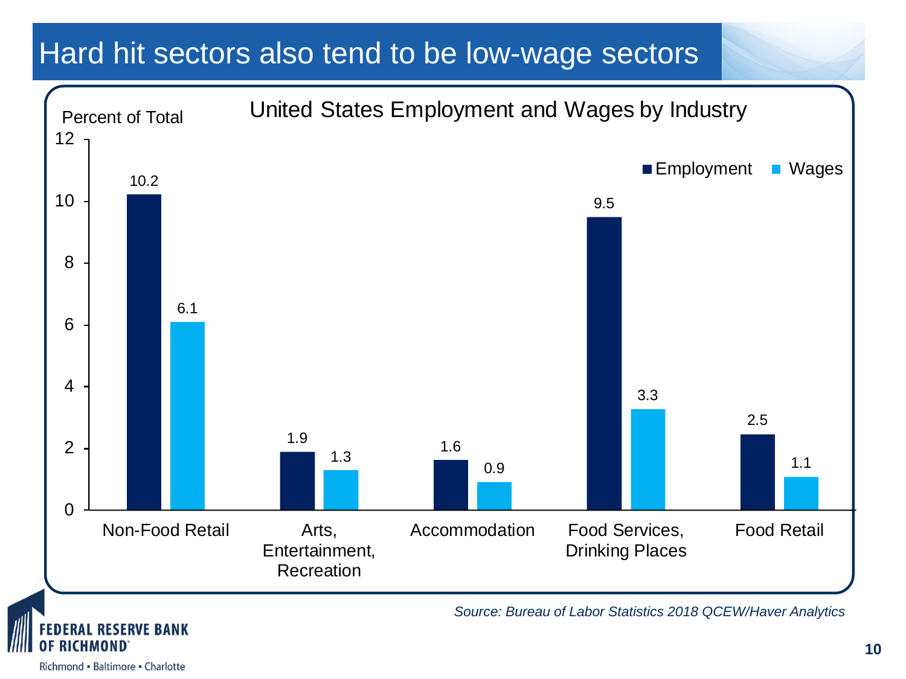# Hard hit sectors also tend to be low-wage sectors

**United States Employment and Wages by Industry**

Percent of Total

| Industry | Employment | Wages |
|---|---|---|
| Non-Food Retail | 10.2 | 6.1 |
| Arts, Entertainment, Recreation | 1.9 | 1.3 |
| Accommodation | 1.6 | 0.9 |
| Food Services, Drinking Places | 9.5 | 3.3 |
| Food Retail | 2.5 | 1.1 |

*Source: Bureau of Labor Statistics 2018 QCEW/Haver Analytics*

FEDERAL RESERVE BANK OF RICHMOND
Richmond ▪ Baltimore ▪ Charlotte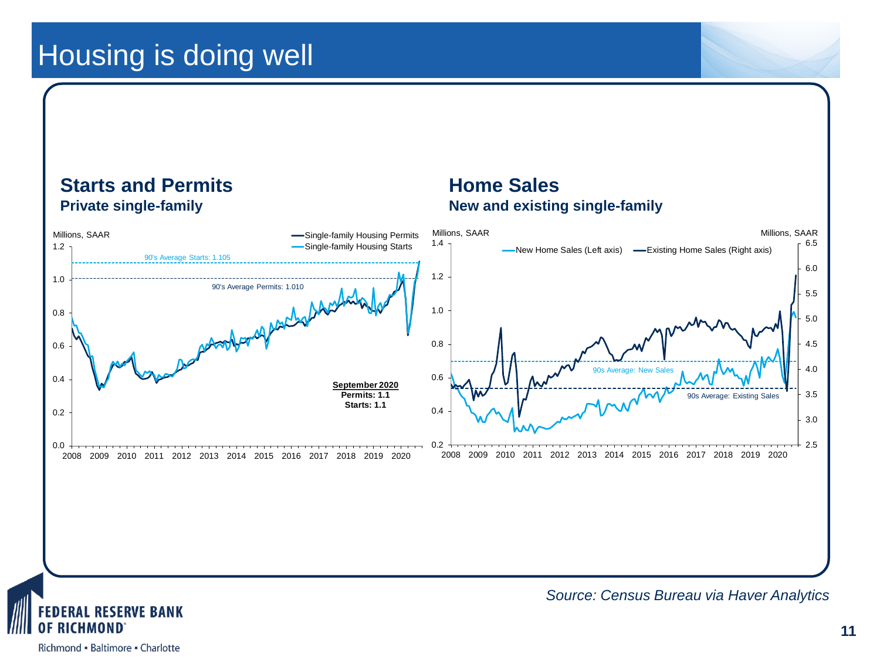# Housing is doing well

## Starts and Permits

**Private single-family**

Millions, SAAR

- Single-family Housing Permits
- Single-family Housing Starts

90's Average Starts: 1.105

90's Average Permits: 1.010

**September 2020**
**Permits: 1.1**
**Starts: 1.1**

## Home Sales

**New and existing single-family**

Millions, SAAR

- New Home Sales (Left axis)
- Existing Home Sales (Right axis)

90s Average: New Sales

90s Average: Existing Sales

*Source: Census Bureau via Haver Analytics*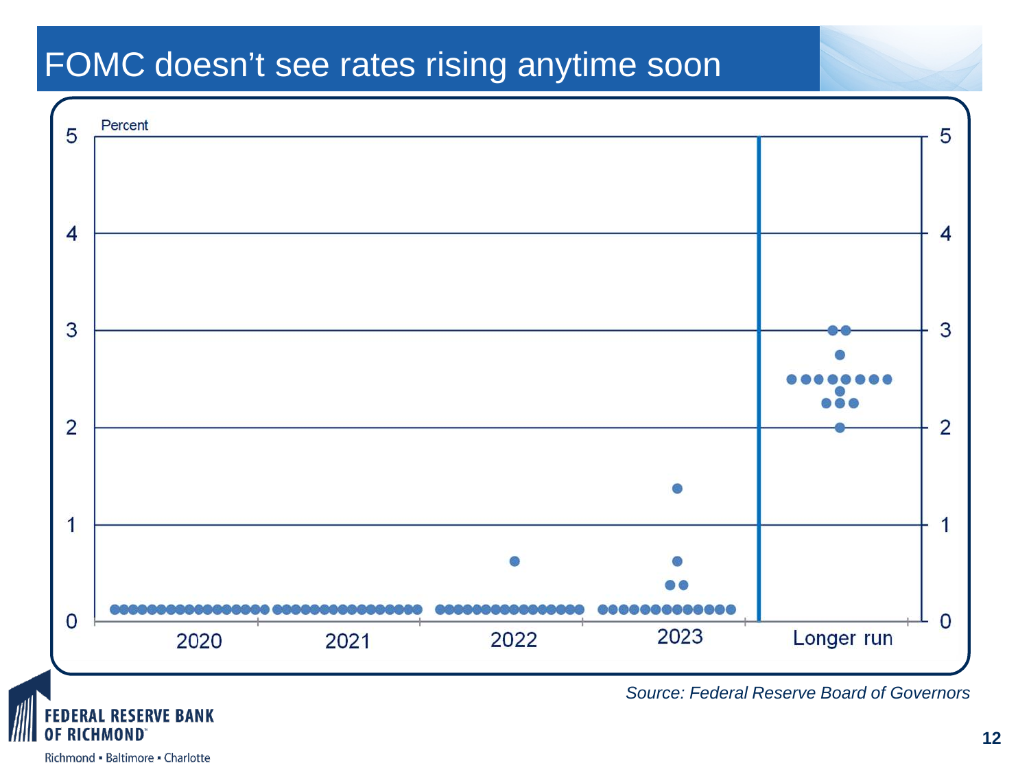# FOMC doesn't see rates rising anytime soon

Percent

5
4
3
2
1
0

2020 2021 2022 2023 Longer run

*Source: Federal Reserve Board of Governors*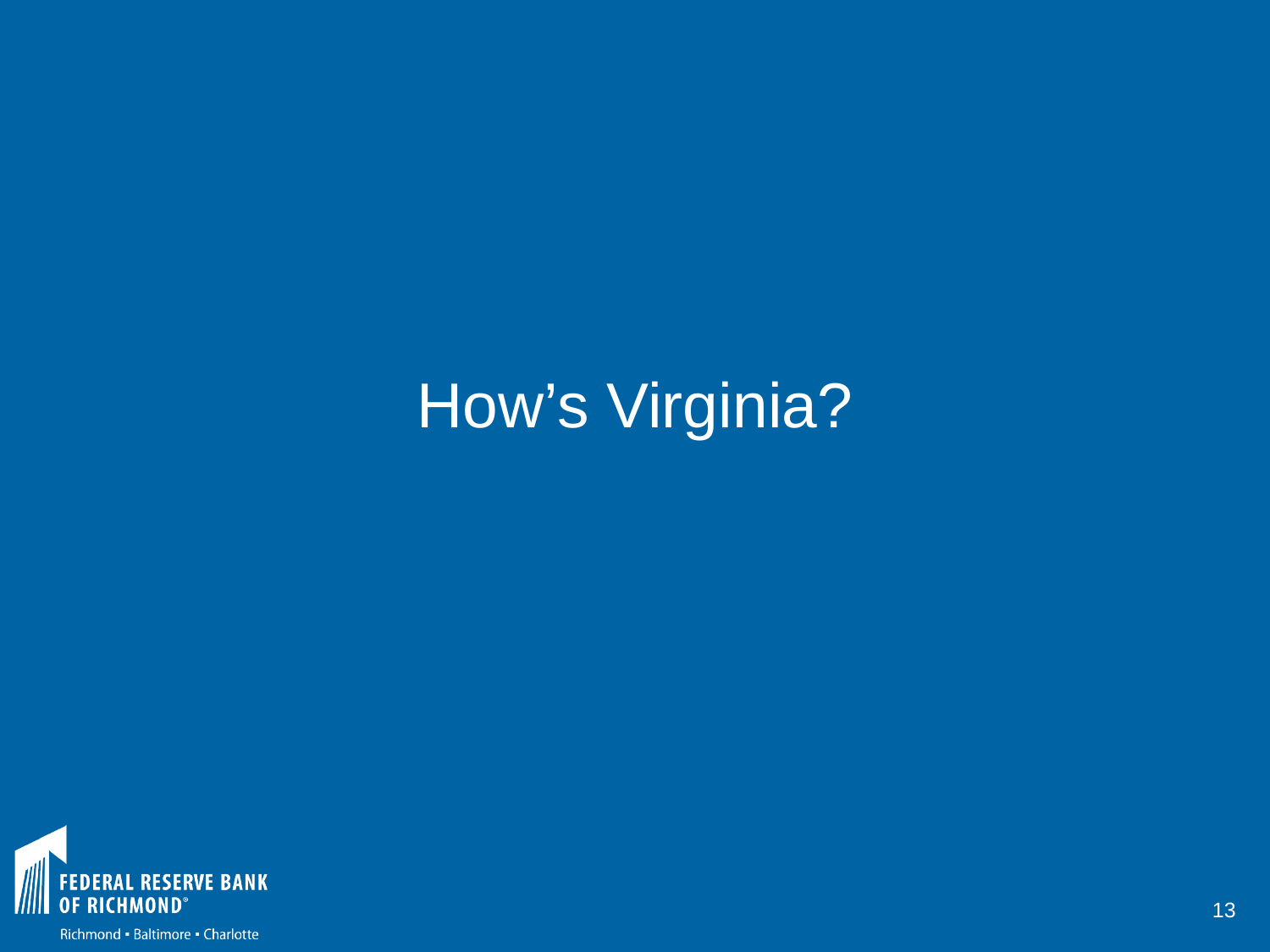# How’s Virginia?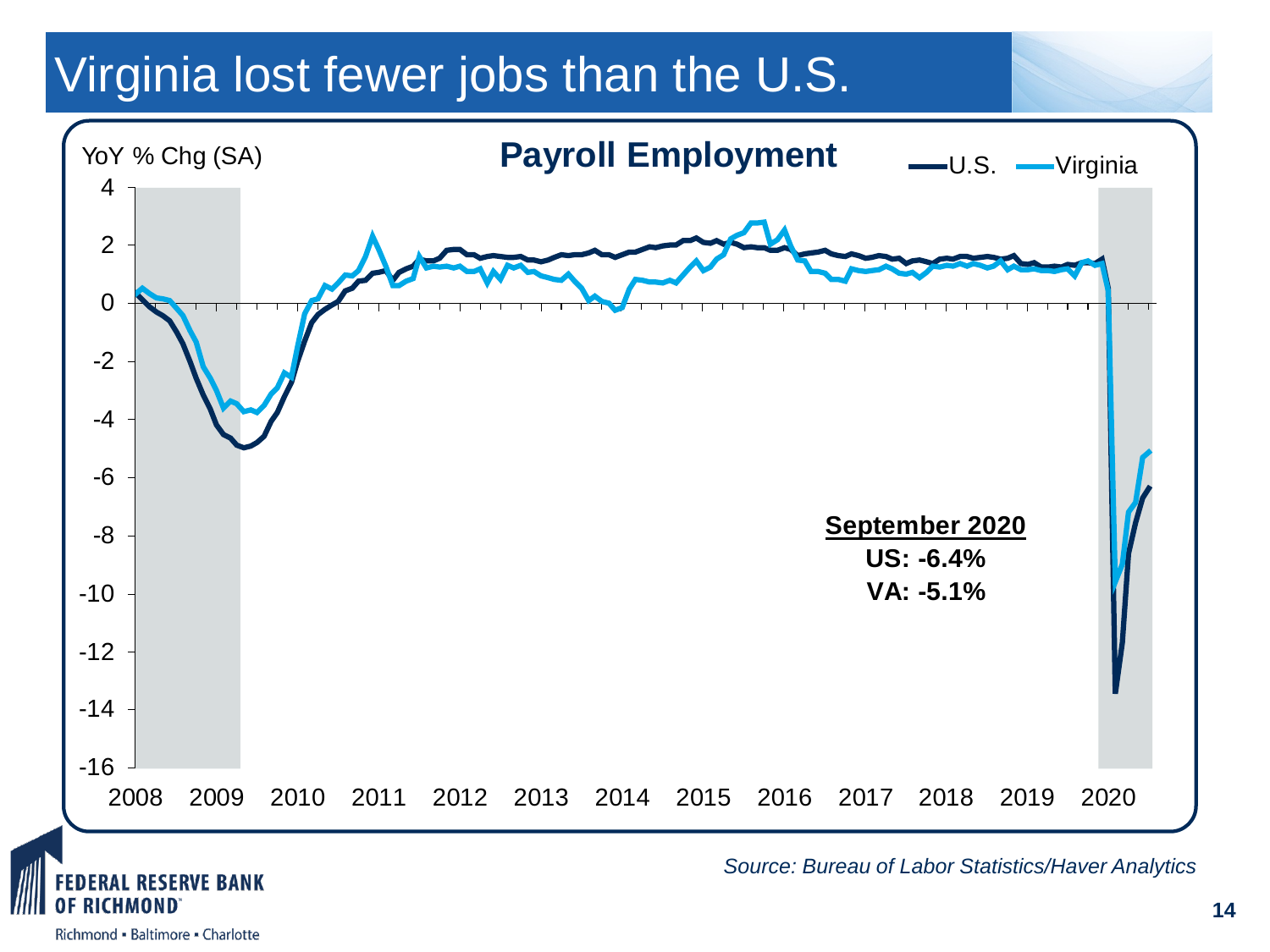# Virginia lost fewer jobs than the U.S.

**Payroll Employment**

YoY % Chg (SA)

U.S. — Virginia

**September 2020**
**US: -6.4%**
**VA: -5.1%**

*Source: Bureau of Labor Statistics/Haver Analytics*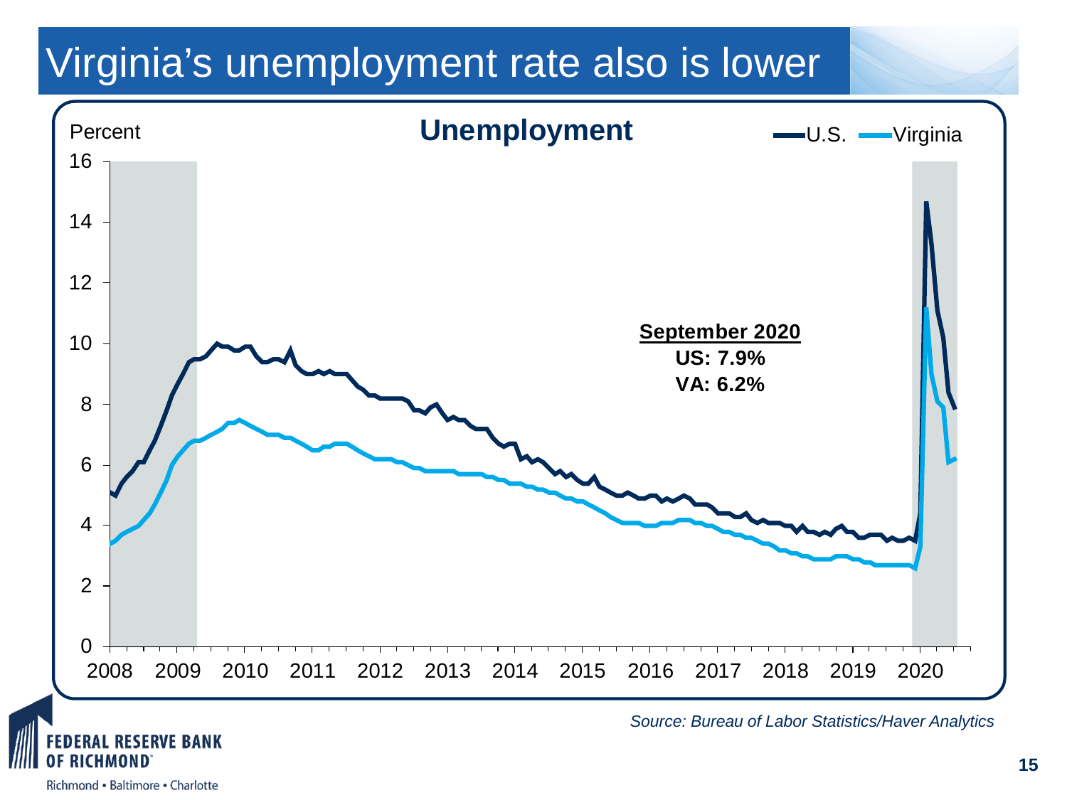# Virginia's unemployment rate also is lower

**Unemployment**

Percent

U.S. Virginia

**September 2020**
**US: 7.9%**
**VA: 6.2%**

*Source: Bureau of Labor Statistics/Haver Analytics*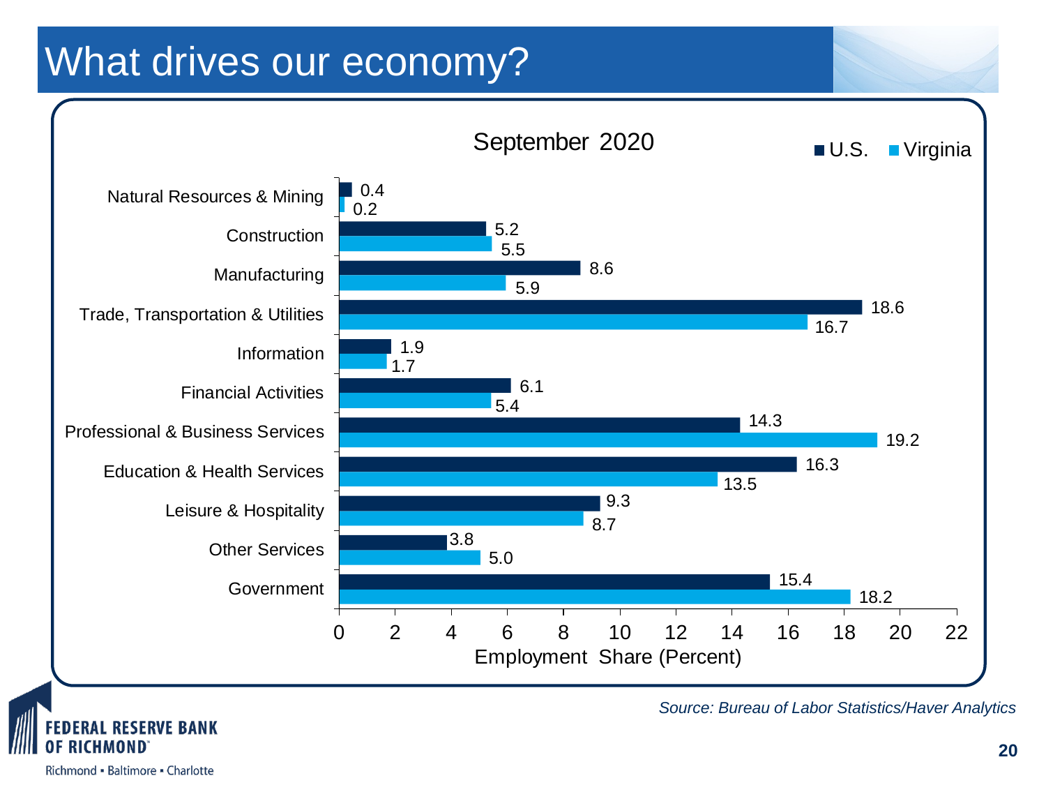# What drives our economy?

**September 2020**

Employment Share (Percent)

| Industry | U.S. | Virginia |
|---|---|---|
| Natural Resources & Mining | 0.4 | 0.2 |
| Construction | 5.2 | 5.5 |
| Manufacturing | 8.6 | 5.9 |
| Trade, Transportation & Utilities | 18.6 | 16.7 |
| Information | 1.9 | 1.7 |
| Financial Activities | 6.1 | 5.4 |
| Professional & Business Services | 14.3 | 19.2 |
| Education & Health Services | 16.3 | 13.5 |
| Leisure & Hospitality | 9.3 | 8.7 |
| Other Services | 3.8 | 5.0 |
| Government | 15.4 | 18.2 |

*Source: Bureau of Labor Statistics/Haver Analytics*

FEDERAL RESERVE BANK OF RICHMOND
Richmond ▪ Baltimore ▪ Charlotte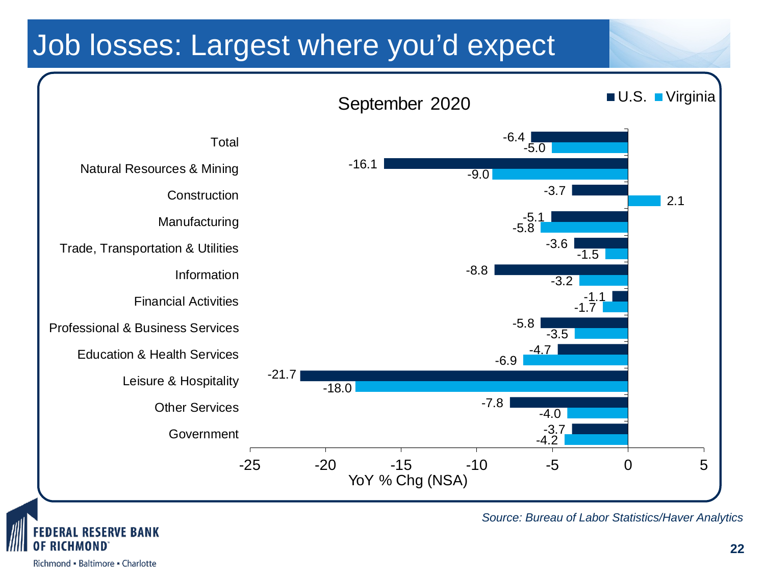# Job losses: Largest where you'd expect

**September 2020**

YoY % Chg (NSA)

| Sector | U.S. | Virginia |
| --- | --- | --- |
| Total | -6.4 | -5.0 |
| Natural Resources & Mining | -16.1 | -9.0 |
| Construction | -3.7 | 2.1 |
| Manufacturing | -5.1 | -5.8 |
| Trade, Transportation & Utilities | -3.6 | -1.5 |
| Information | -8.8 | -3.2 |
| Financial Activities | -1.1 | -1.7 |
| Professional & Business Services | -5.8 | -3.5 |
| Education & Health Services | -4.7 | -6.9 |
| Leisure & Hospitality | -21.7 | -18.0 |
| Other Services | -7.8 | -4.0 |
| Government | -3.7 | -4.2 |

*Source: Bureau of Labor Statistics/Haver Analytics*

FEDERAL RESERVE BANK OF RICHMOND

Richmond ▪ Baltimore ▪ Charlotte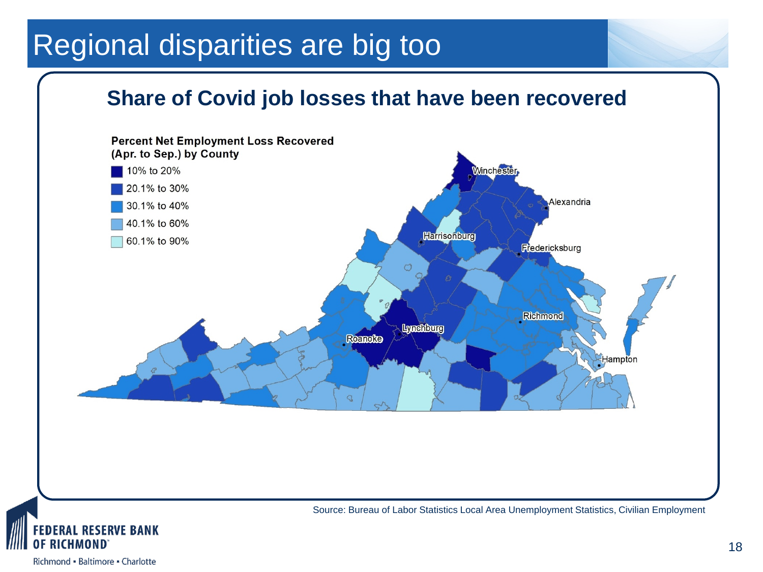# Regional disparities are big too

## Share of Covid job losses that have been recovered

**Percent Net Employment Loss Recovered (Apr. to Sep.) by County**

- 10% to 20%
- 20.1% to 30%
- 30.1% to 40%
- 40.1% to 60%
- 60.1% to 90%

Winchester, Alexandria, Harrisonburg, Fredericksburg, Richmond, Lynchburg, Roanoke, Hampton

Source: Bureau of Labor Statistics Local Area Unemployment Statistics, Civilian Employment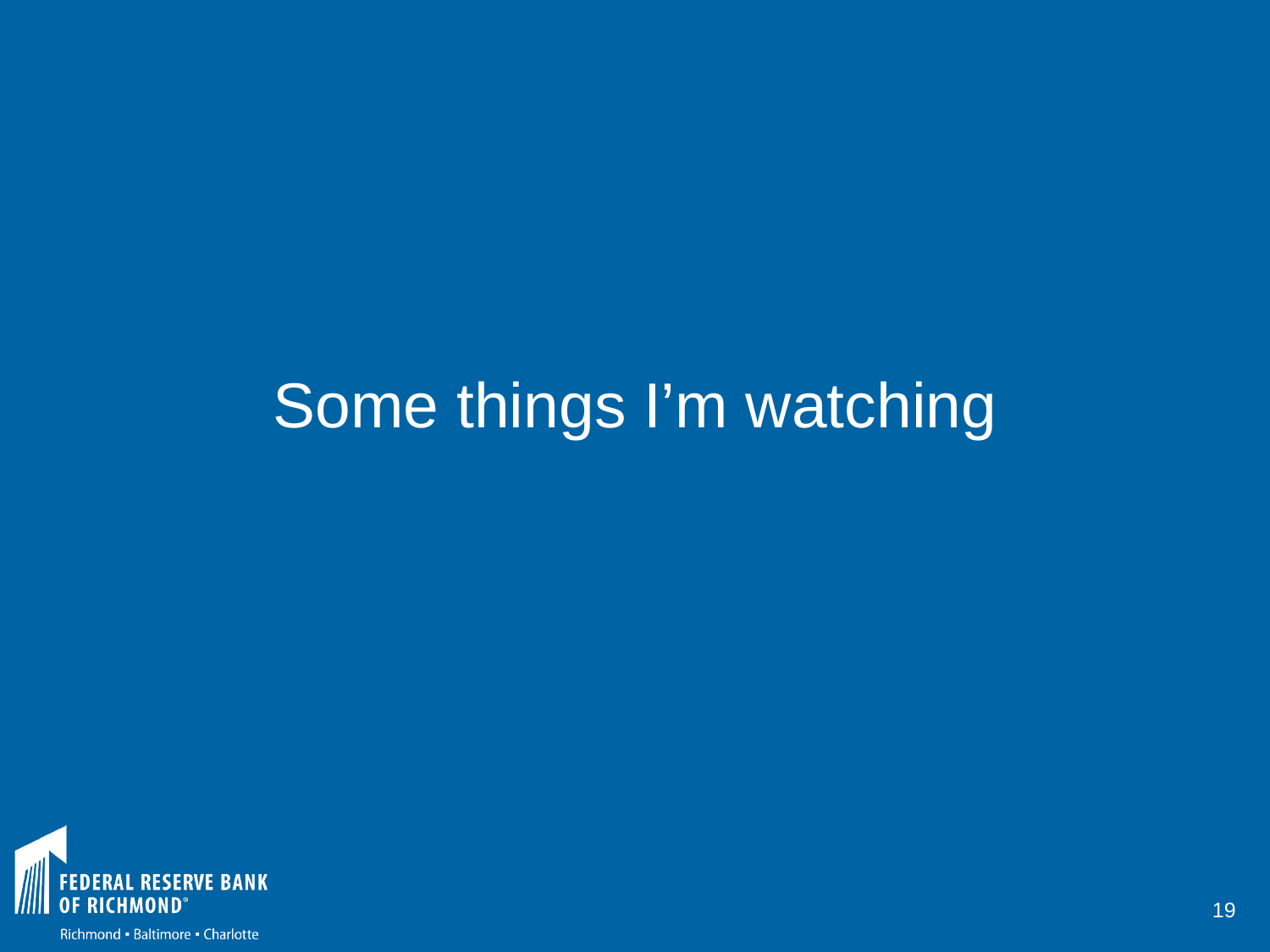# Some things I'm watching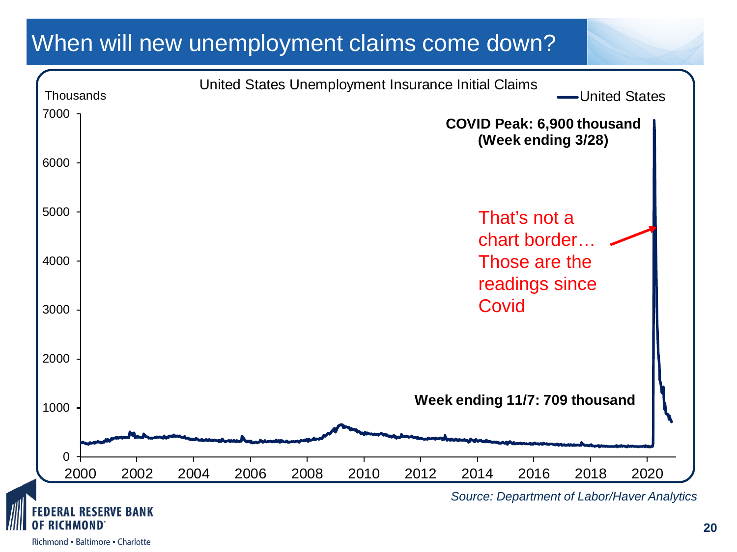# When will new unemployment claims come down?

United States Unemployment Insurance Initial Claims

Thousands

—United States

**COVID Peak: 6,900 thousand (Week ending 3/28)**

That's not a chart border… Those are the readings since Covid

**Week ending 11/7: 709 thousand**

0, 1000, 2000, 3000, 4000, 5000, 6000, 7000

2000, 2002, 2004, 2006, 2008, 2010, 2012, 2014, 2016, 2018, 2020

*Source: Department of Labor/Haver Analytics*

FEDERAL RESERVE BANK OF RICHMOND

Richmond ▪ Baltimore ▪ Charlotte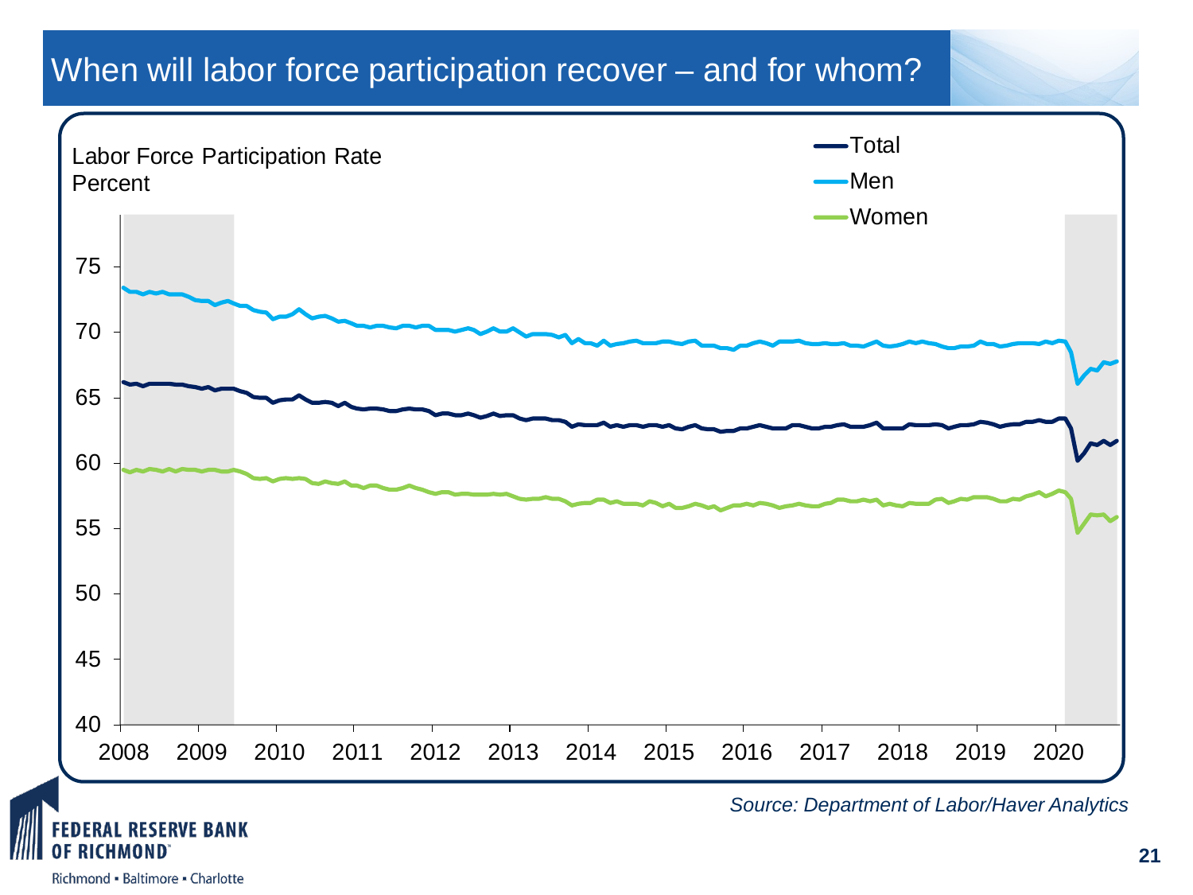# When will labor force participation recover – and for whom?

Labor Force Participation Rate
Percent

- Total
- Men
- Women

*Source: Department of Labor/Haver Analytics*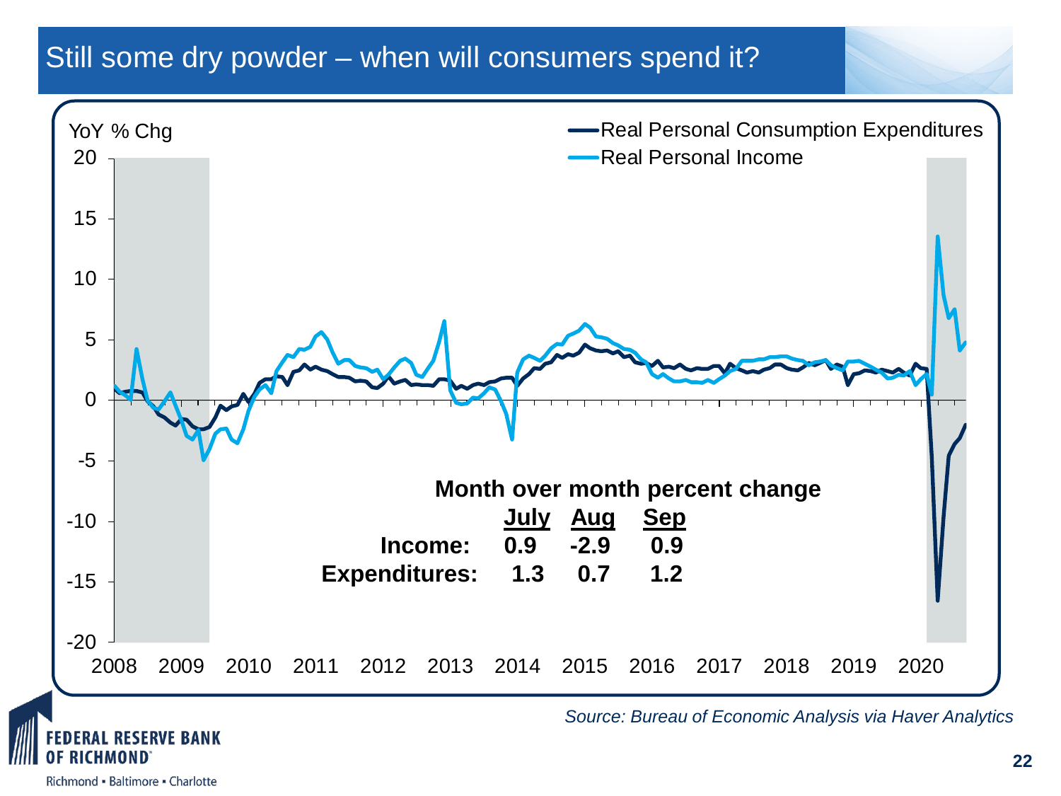# Still some dry powder – when will consumers spend it?

YoY % Chg

- Real Personal Consumption Expenditures
- Real Personal Income

**Month over month percent change**

| | July | Aug | Sep |
|---|---|---|---|
| **Income:** | 0.9 | -2.9 | 0.9 |
| **Expenditures:** | 1.3 | 0.7 | 1.2 |

*Source: Bureau of Economic Analysis via Haver Analytics*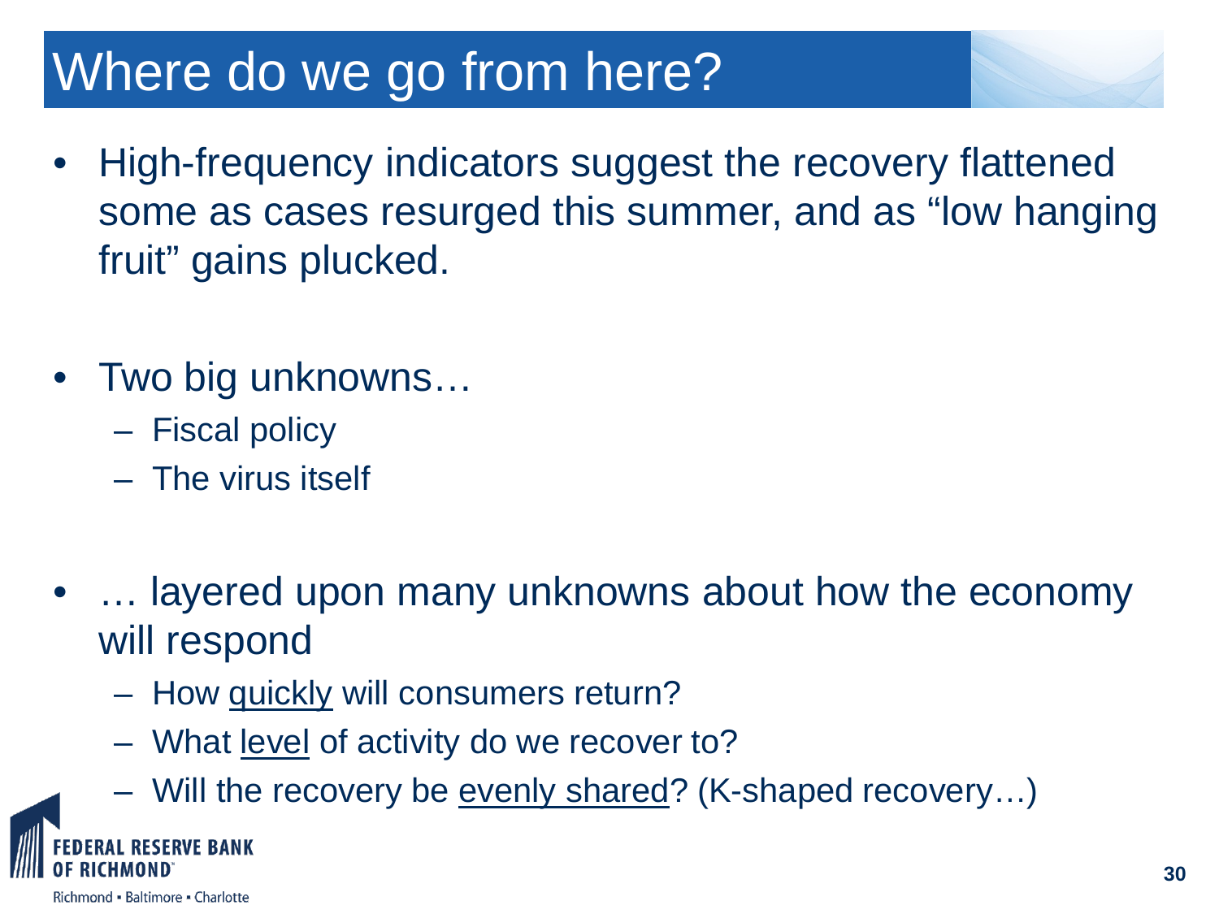# Where do we go from here?

- High-frequency indicators suggest the recovery flattened some as cases resurged this summer, and as "low hanging fruit" gains plucked.

- Two big unknowns…
  - Fiscal policy
  - The virus itself

- … layered upon many unknowns about how the economy will respond
  - How quickly will consumers return?
  - What level of activity do we recover to?
  - Will the recovery be evenly shared? (K-shaped recovery…)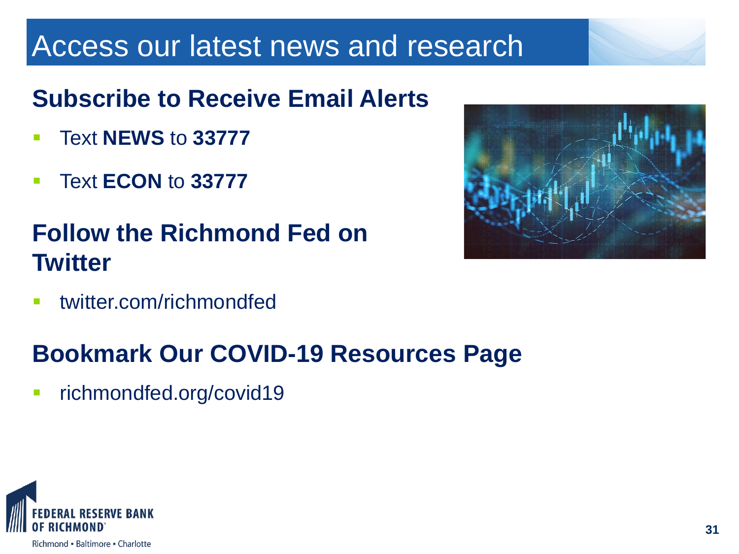# Access our latest news and research

## Subscribe to Receive Email Alerts

- Text **NEWS** to **33777**
- Text **ECON** to **33777**

## Follow the Richmond Fed on Twitter

- twitter.com/richmondfed

## Bookmark Our COVID-19 Resources Page

- richmondfed.org/covid19

FEDERAL RESERVE BANK OF RICHMOND

Richmond ▪ Baltimore ▪ Charlotte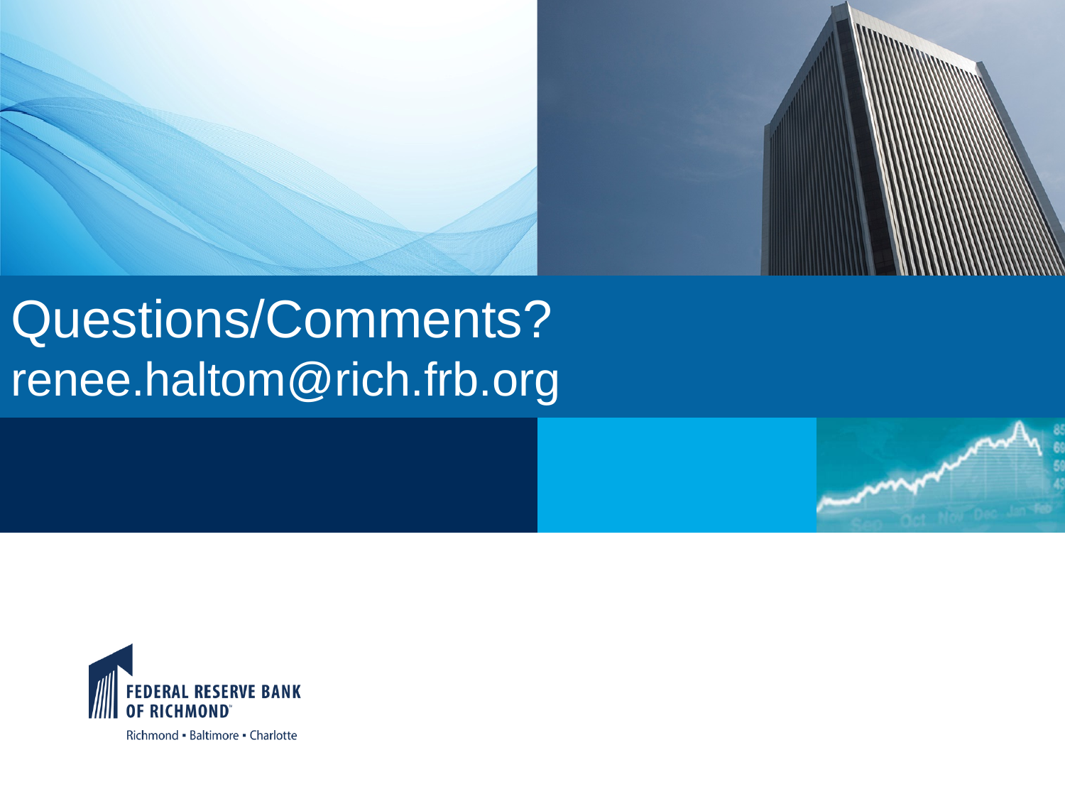# Questions/Comments?

renee.haltom@rich.frb.org

FEDERAL RESERVE BANK OF RICHMOND

Richmond ▪ Baltimore ▪ Charlotte